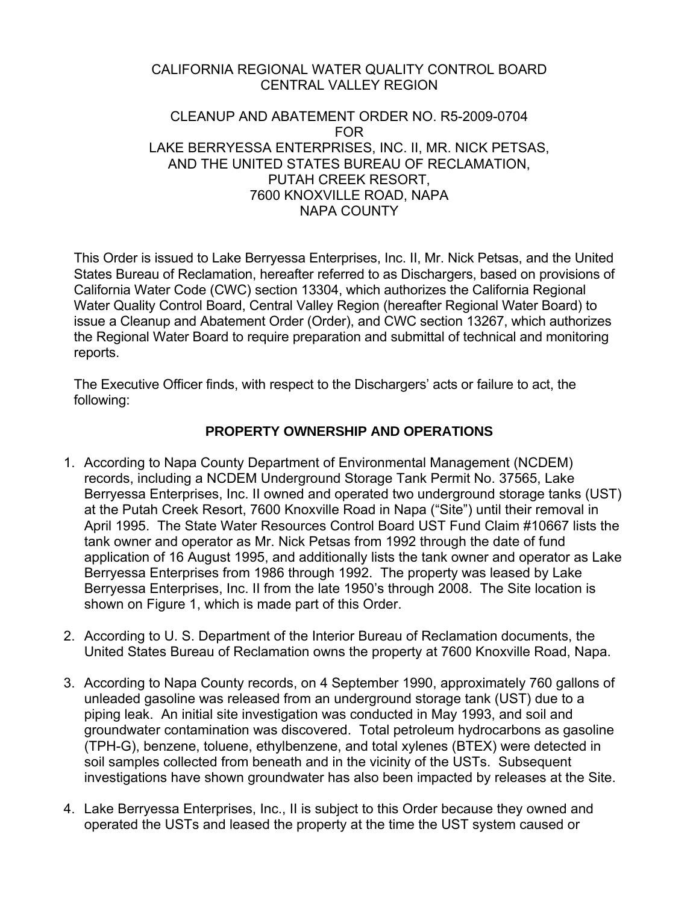CALIFORNIA REGIONAL WATER QUALITY CONTROL BOARD
CENTRAL VALLEY REGION

CLEANUP AND ABATEMENT ORDER NO. R5-2009-0704
FOR
LAKE BERRYESSA ENTERPRISES, INC. II, MR. NICK PETSAS,
AND THE UNITED STATES BUREAU OF RECLAMATION,
PUTAH CREEK RESORT,
7600 KNOXVILLE ROAD, NAPA
NAPA COUNTY

This Order is issued to Lake Berryessa Enterprises, Inc. II, Mr. Nick Petsas, and the United States Bureau of Reclamation, hereafter referred to as Dischargers, based on provisions of California Water Code (CWC) section 13304, which authorizes the California Regional Water Quality Control Board, Central Valley Region (hereafter Regional Water Board) to issue a Cleanup and Abatement Order (Order), and CWC section 13267, which authorizes the Regional Water Board to require preparation and submittal of technical and monitoring reports.

The Executive Officer finds, with respect to the Dischargers' acts or failure to act, the following:

## PROPERTY OWNERSHIP AND OPERATIONS

1. According to Napa County Department of Environmental Management (NCDEM) records, including a NCDEM Underground Storage Tank Permit No. 37565, Lake Berryessa Enterprises, Inc. II owned and operated two underground storage tanks (UST) at the Putah Creek Resort, 7600 Knoxville Road in Napa ("Site") until their removal in April 1995. The State Water Resources Control Board UST Fund Claim #10667 lists the tank owner and operator as Mr. Nick Petsas from 1992 through the date of fund application of 16 August 1995, and additionally lists the tank owner and operator as Lake Berryessa Enterprises from 1986 through 1992. The property was leased by Lake Berryessa Enterprises, Inc. II from the late 1950's through 2008. The Site location is shown on Figure 1, which is made part of this Order.

2. According to U. S. Department of the Interior Bureau of Reclamation documents, the United States Bureau of Reclamation owns the property at 7600 Knoxville Road, Napa.

3. According to Napa County records, on 4 September 1990, approximately 760 gallons of unleaded gasoline was released from an underground storage tank (UST) due to a piping leak. An initial site investigation was conducted in May 1993, and soil and groundwater contamination was discovered. Total petroleum hydrocarbons as gasoline (TPH-G), benzene, toluene, ethylbenzene, and total xylenes (BTEX) were detected in soil samples collected from beneath and in the vicinity of the USTs. Subsequent investigations have shown groundwater has also been impacted by releases at the Site.

4. Lake Berryessa Enterprises, Inc., II is subject to this Order because they owned and operated the USTs and leased the property at the time the UST system caused or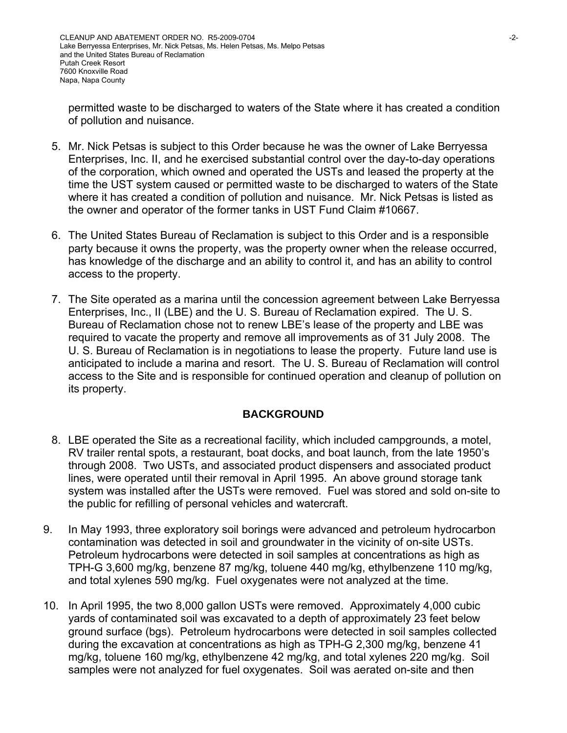permitted waste to be discharged to waters of the State where it has created a condition of pollution and nuisance.

5. Mr. Nick Petsas is subject to this Order because he was the owner of Lake Berryessa Enterprises, Inc. II, and he exercised substantial control over the day-to-day operations of the corporation, which owned and operated the USTs and leased the property at the time the UST system caused or permitted waste to be discharged to waters of the State where it has created a condition of pollution and nuisance. Mr. Nick Petsas is listed as the owner and operator of the former tanks in UST Fund Claim #10667.

6. The United States Bureau of Reclamation is subject to this Order and is a responsible party because it owns the property, was the property owner when the release occurred, has knowledge of the discharge and an ability to control it, and has an ability to control access to the property.

7. The Site operated as a marina until the concession agreement between Lake Berryessa Enterprises, Inc., II (LBE) and the U. S. Bureau of Reclamation expired. The U. S. Bureau of Reclamation chose not to renew LBE's lease of the property and LBE was required to vacate the property and remove all improvements as of 31 July 2008. The U. S. Bureau of Reclamation is in negotiations to lease the property. Future land use is anticipated to include a marina and resort. The U. S. Bureau of Reclamation will control access to the Site and is responsible for continued operation and cleanup of pollution on its property.

## BACKGROUND

8. LBE operated the Site as a recreational facility, which included campgrounds, a motel, RV trailer rental spots, a restaurant, boat docks, and boat launch, from the late 1950's through 2008. Two USTs, and associated product dispensers and associated product lines, were operated until their removal in April 1995. An above ground storage tank system was installed after the USTs were removed. Fuel was stored and sold on-site to the public for refilling of personal vehicles and watercraft.

9. In May 1993, three exploratory soil borings were advanced and petroleum hydrocarbon contamination was detected in soil and groundwater in the vicinity of on-site USTs. Petroleum hydrocarbons were detected in soil samples at concentrations as high as TPH-G 3,600 mg/kg, benzene 87 mg/kg, toluene 440 mg/kg, ethylbenzene 110 mg/kg, and total xylenes 590 mg/kg. Fuel oxygenates were not analyzed at the time.

10. In April 1995, the two 8,000 gallon USTs were removed. Approximately 4,000 cubic yards of contaminated soil was excavated to a depth of approximately 23 feet below ground surface (bgs). Petroleum hydrocarbons were detected in soil samples collected during the excavation at concentrations as high as TPH-G 2,300 mg/kg, benzene 41 mg/kg, toluene 160 mg/kg, ethylbenzene 42 mg/kg, and total xylenes 220 mg/kg. Soil samples were not analyzed for fuel oxygenates. Soil was aerated on-site and then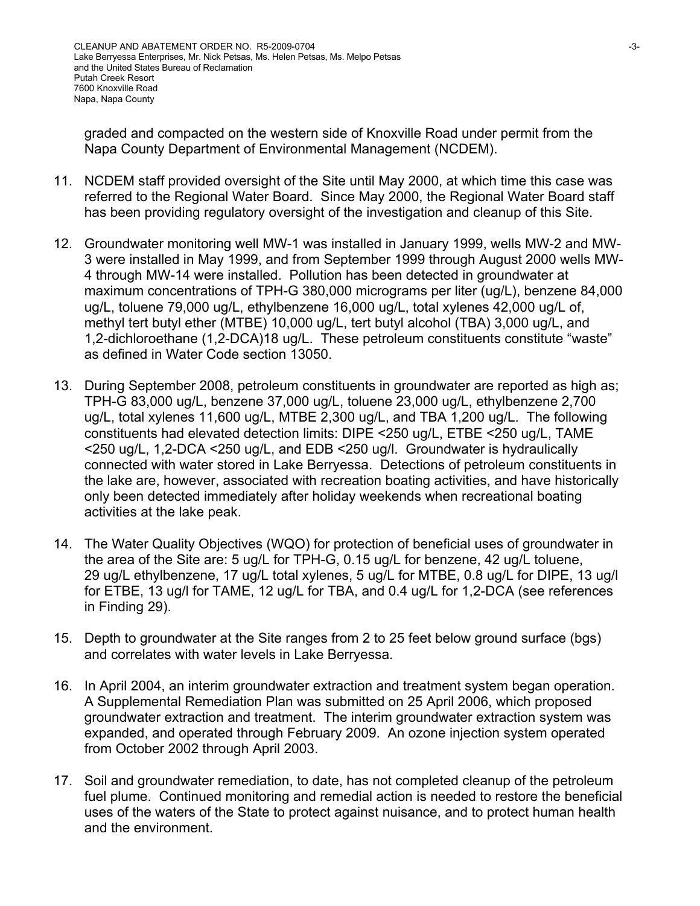graded and compacted on the western side of Knoxville Road under permit from the Napa County Department of Environmental Management (NCDEM).

11. NCDEM staff provided oversight of the Site until May 2000, at which time this case was referred to the Regional Water Board. Since May 2000, the Regional Water Board staff has been providing regulatory oversight of the investigation and cleanup of this Site.

12. Groundwater monitoring well MW-1 was installed in January 1999, wells MW-2 and MW-3 were installed in May 1999, and from September 1999 through August 2000 wells MW-4 through MW-14 were installed. Pollution has been detected in groundwater at maximum concentrations of TPH-G 380,000 micrograms per liter (ug/L), benzene 84,000 ug/L, toluene 79,000 ug/L, ethylbenzene 16,000 ug/L, total xylenes 42,000 ug/L of, methyl tert butyl ether (MTBE) 10,000 ug/L, tert butyl alcohol (TBA) 3,000 ug/L, and 1,2-dichloroethane (1,2-DCA)18 ug/L. These petroleum constituents constitute "waste" as defined in Water Code section 13050.

13. During September 2008, petroleum constituents in groundwater are reported as high as; TPH-G 83,000 ug/L, benzene 37,000 ug/L, toluene 23,000 ug/L, ethylbenzene 2,700 ug/L, total xylenes 11,600 ug/L, MTBE 2,300 ug/L, and TBA 1,200 ug/L. The following constituents had elevated detection limits: DIPE <250 ug/L, ETBE <250 ug/L, TAME <250 ug/L, 1,2-DCA <250 ug/L, and EDB <250 ug/l. Groundwater is hydraulically connected with water stored in Lake Berryessa. Detections of petroleum constituents in the lake are, however, associated with recreation boating activities, and have historically only been detected immediately after holiday weekends when recreational boating activities at the lake peak.

14. The Water Quality Objectives (WQO) for protection of beneficial uses of groundwater in the area of the Site are: 5 ug/L for TPH-G, 0.15 ug/L for benzene, 42 ug/L toluene, 29 ug/L ethylbenzene, 17 ug/L total xylenes, 5 ug/L for MTBE, 0.8 ug/L for DIPE, 13 ug/l for ETBE, 13 ug/l for TAME, 12 ug/L for TBA, and 0.4 ug/L for 1,2-DCA (see references in Finding 29).

15. Depth to groundwater at the Site ranges from 2 to 25 feet below ground surface (bgs) and correlates with water levels in Lake Berryessa.

16. In April 2004, an interim groundwater extraction and treatment system began operation. A Supplemental Remediation Plan was submitted on 25 April 2006, which proposed groundwater extraction and treatment. The interim groundwater extraction system was expanded, and operated through February 2009. An ozone injection system operated from October 2002 through April 2003.

17. Soil and groundwater remediation, to date, has not completed cleanup of the petroleum fuel plume. Continued monitoring and remedial action is needed to restore the beneficial uses of the waters of the State to protect against nuisance, and to protect human health and the environment.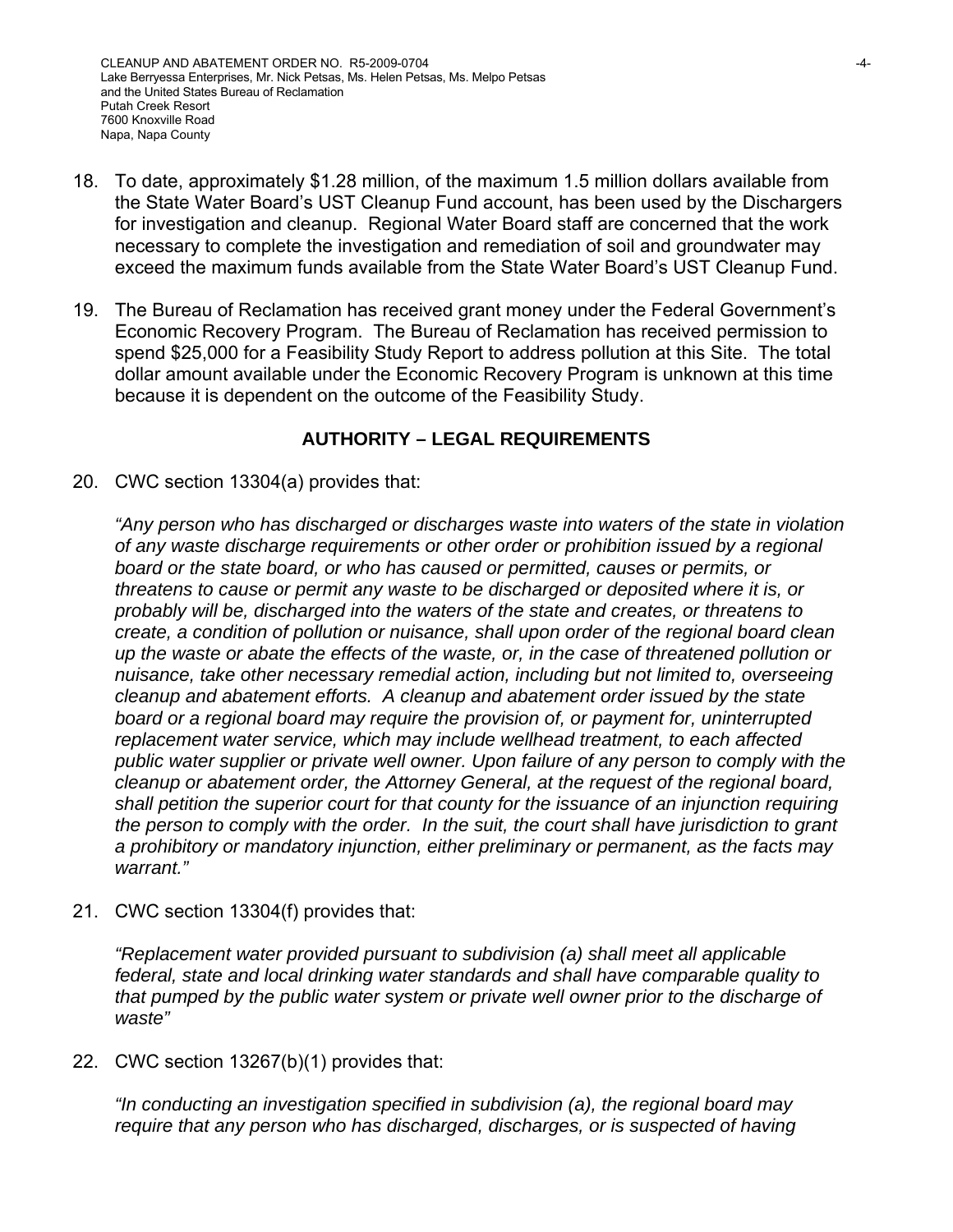18. To date, approximately $1.28 million, of the maximum 1.5 million dollars available from the State Water Board's UST Cleanup Fund account, has been used by the Dischargers for investigation and cleanup. Regional Water Board staff are concerned that the work necessary to complete the investigation and remediation of soil and groundwater may exceed the maximum funds available from the State Water Board's UST Cleanup Fund.

19. The Bureau of Reclamation has received grant money under the Federal Government's Economic Recovery Program. The Bureau of Reclamation has received permission to spend $25,000 for a Feasibility Study Report to address pollution at this Site. The total dollar amount available under the Economic Recovery Program is unknown at this time because it is dependent on the outcome of the Feasibility Study.

## AUTHORITY – LEGAL REQUIREMENTS

20. CWC section 13304(a) provides that:

    *"Any person who has discharged or discharges waste into waters of the state in violation of any waste discharge requirements or other order or prohibition issued by a regional board or the state board, or who has caused or permitted, causes or permits, or threatens to cause or permit any waste to be discharged or deposited where it is, or probably will be, discharged into the waters of the state and creates, or threatens to create, a condition of pollution or nuisance, shall upon order of the regional board clean up the waste or abate the effects of the waste, or, in the case of threatened pollution or nuisance, take other necessary remedial action, including but not limited to, overseeing cleanup and abatement efforts. A cleanup and abatement order issued by the state board or a regional board may require the provision of, or payment for, uninterrupted replacement water service, which may include wellhead treatment, to each affected public water supplier or private well owner. Upon failure of any person to comply with the cleanup or abatement order, the Attorney General, at the request of the regional board, shall petition the superior court for that county for the issuance of an injunction requiring the person to comply with the order. In the suit, the court shall have jurisdiction to grant a prohibitory or mandatory injunction, either preliminary or permanent, as the facts may warrant."*

21. CWC section 13304(f) provides that:

    *"Replacement water provided pursuant to subdivision (a) shall meet all applicable federal, state and local drinking water standards and shall have comparable quality to that pumped by the public water system or private well owner prior to the discharge of waste"*

22. CWC section 13267(b)(1) provides that:

    *"In conducting an investigation specified in subdivision (a), the regional board may require that any person who has discharged, discharges, or is suspected of having*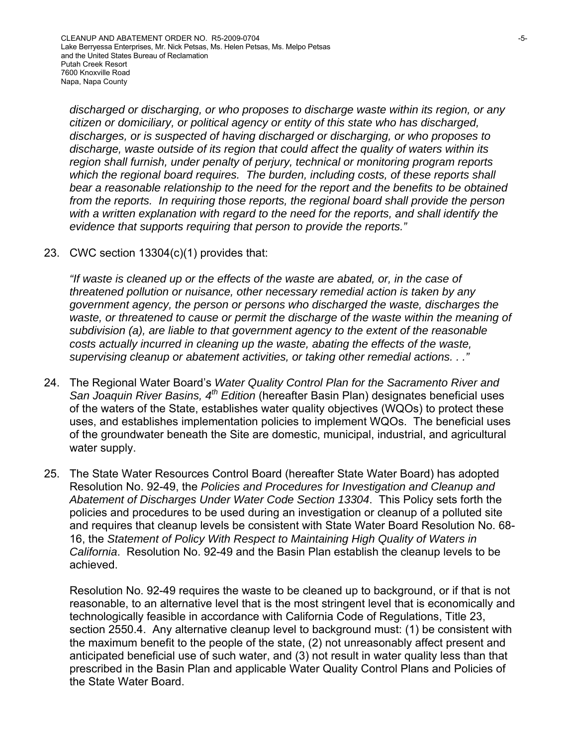*discharged or discharging, or who proposes to discharge waste within its region, or any citizen or domiciliary, or political agency or entity of this state who has discharged, discharges, or is suspected of having discharged or discharging, or who proposes to discharge, waste outside of its region that could affect the quality of waters within its region shall furnish, under penalty of perjury, technical or monitoring program reports which the regional board requires. The burden, including costs, of these reports shall bear a reasonable relationship to the need for the report and the benefits to be obtained from the reports. In requiring those reports, the regional board shall provide the person with a written explanation with regard to the need for the reports, and shall identify the evidence that supports requiring that person to provide the reports."*

23. CWC section 13304(c)(1) provides that:

    *"If waste is cleaned up or the effects of the waste are abated, or, in the case of threatened pollution or nuisance, other necessary remedial action is taken by any government agency, the person or persons who discharged the waste, discharges the waste, or threatened to cause or permit the discharge of the waste within the meaning of subdivision (a), are liable to that government agency to the extent of the reasonable costs actually incurred in cleaning up the waste, abating the effects of the waste, supervising cleanup or abatement activities, or taking other remedial actions. . ."*

24. The Regional Water Board's *Water Quality Control Plan for the Sacramento River and San Joaquin River Basins, 4th Edition* (hereafter Basin Plan) designates beneficial uses of the waters of the State, establishes water quality objectives (WQOs) to protect these uses, and establishes implementation policies to implement WQOs. The beneficial uses of the groundwater beneath the Site are domestic, municipal, industrial, and agricultural water supply.

25. The State Water Resources Control Board (hereafter State Water Board) has adopted Resolution No. 92-49, the *Policies and Procedures for Investigation and Cleanup and Abatement of Discharges Under Water Code Section 13304*. This Policy sets forth the policies and procedures to be used during an investigation or cleanup of a polluted site and requires that cleanup levels be consistent with State Water Board Resolution No. 68-16, the *Statement of Policy With Respect to Maintaining High Quality of Waters in California*. Resolution No. 92-49 and the Basin Plan establish the cleanup levels to be achieved.

    Resolution No. 92-49 requires the waste to be cleaned up to background, or if that is not reasonable, to an alternative level that is the most stringent level that is economically and technologically feasible in accordance with California Code of Regulations, Title 23, section 2550.4. Any alternative cleanup level to background must: (1) be consistent with the maximum benefit to the people of the state, (2) not unreasonably affect present and anticipated beneficial use of such water, and (3) not result in water quality less than that prescribed in the Basin Plan and applicable Water Quality Control Plans and Policies of the State Water Board.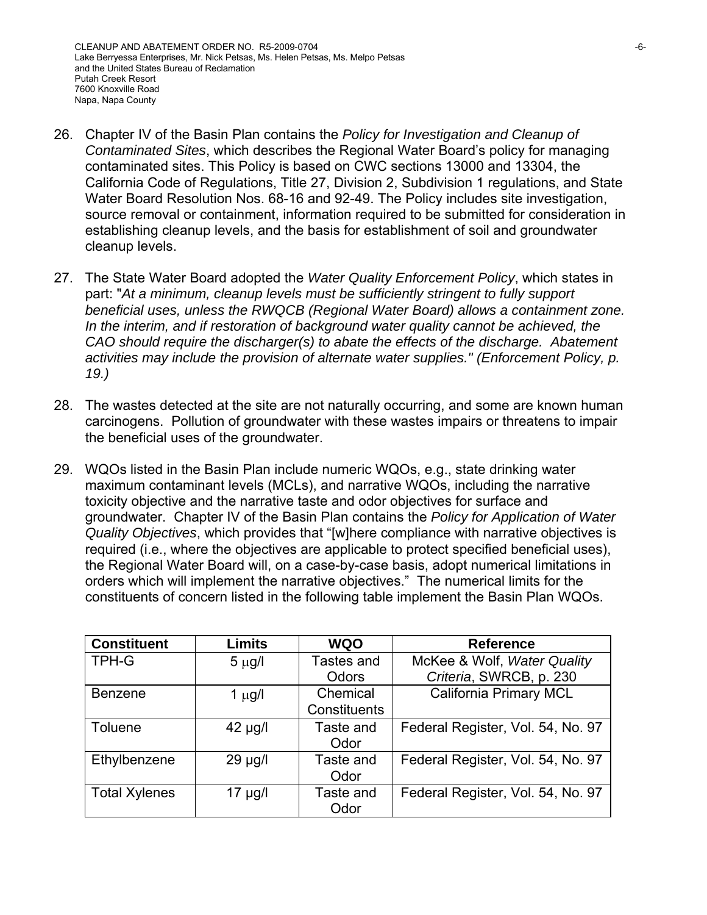26. Chapter IV of the Basin Plan contains the *Policy for Investigation and Cleanup of Contaminated Sites*, which describes the Regional Water Board's policy for managing contaminated sites. This Policy is based on CWC sections 13000 and 13304, the California Code of Regulations, Title 27, Division 2, Subdivision 1 regulations, and State Water Board Resolution Nos. 68-16 and 92-49. The Policy includes site investigation, source removal or containment, information required to be submitted for consideration in establishing cleanup levels, and the basis for establishment of soil and groundwater cleanup levels.

27. The State Water Board adopted the *Water Quality Enforcement Policy*, which states in part: "*At a minimum, cleanup levels must be sufficiently stringent to fully support beneficial uses, unless the RWQCB (Regional Water Board) allows a containment zone. In the interim, and if restoration of background water quality cannot be achieved, the CAO should require the discharger(s) to abate the effects of the discharge. Abatement activities may include the provision of alternate water supplies." (Enforcement Policy, p. 19.)*

28. The wastes detected at the site are not naturally occurring, and some are known human carcinogens. Pollution of groundwater with these wastes impairs or threatens to impair the beneficial uses of the groundwater.

29. WQOs listed in the Basin Plan include numeric WQOs, e.g., state drinking water maximum contaminant levels (MCLs), and narrative WQOs, including the narrative toxicity objective and the narrative taste and odor objectives for surface and groundwater. Chapter IV of the Basin Plan contains the *Policy for Application of Water Quality Objectives*, which provides that "[w]here compliance with narrative objectives is required (i.e., where the objectives are applicable to protect specified beneficial uses), the Regional Water Board will, on a case-by-case basis, adopt numerical limitations in orders which will implement the narrative objectives." The numerical limits for the constituents of concern listed in the following table implement the Basin Plan WQOs.

| Constituent | Limits | WQO | Reference |
|---|---|---|---|
| TPH-G | 5 µg/l | Tastes and Odors | McKee & Wolf, *Water Quality Criteria*, SWRCB, p. 230 |
| Benzene | 1 µg/l | Chemical Constituents | California Primary MCL |
| Toluene | 42 µg/l | Taste and Odor | Federal Register, Vol. 54, No. 97 |
| Ethylbenzene | 29 µg/l | Taste and Odor | Federal Register, Vol. 54, No. 97 |
| Total Xylenes | 17 µg/l | Taste and Odor | Federal Register, Vol. 54, No. 97 |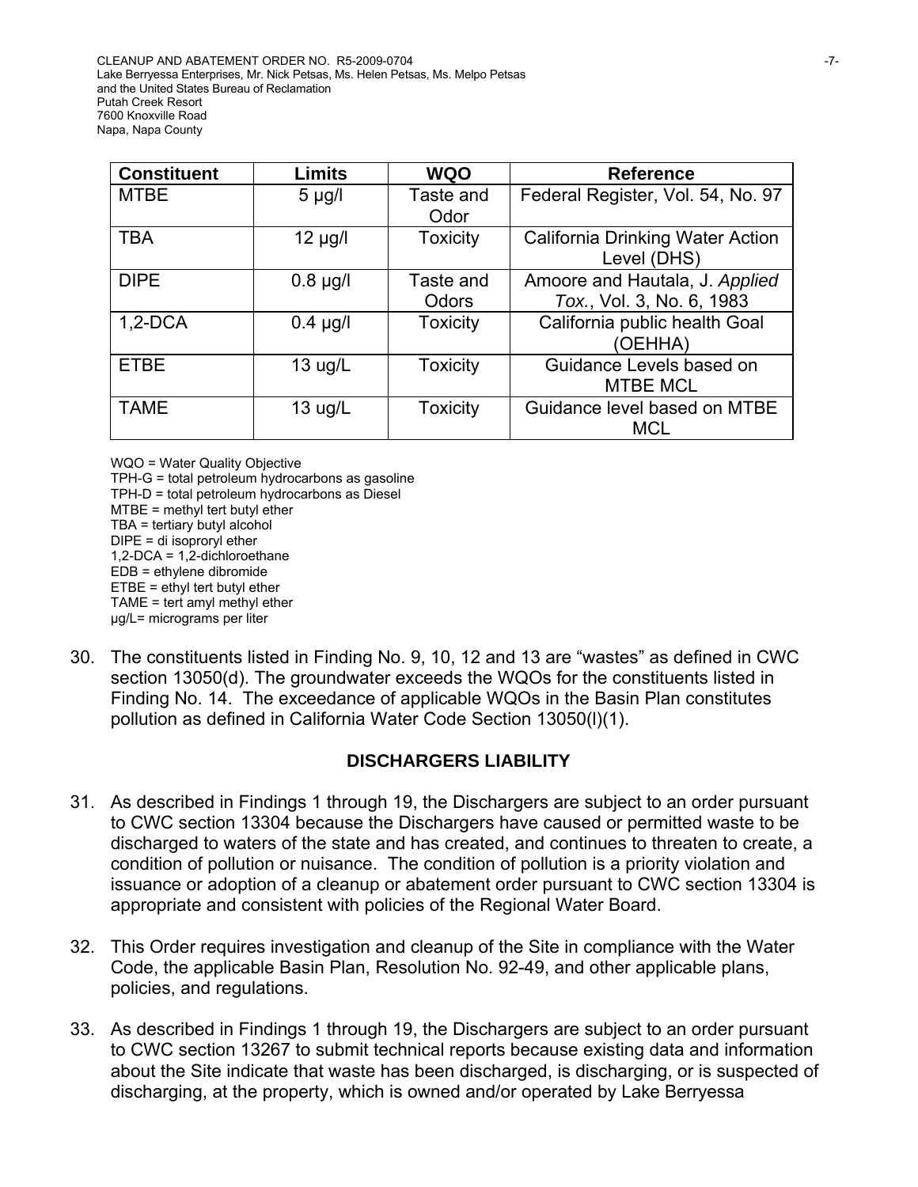| Constituent | Limits | WQO | Reference |
|---|---|---|---|
| MTBE | 5 µg/l | Taste and Odor | Federal Register, Vol. 54, No. 97 |
| TBA | 12 µg/l | Toxicity | California Drinking Water Action Level (DHS) |
| DIPE | 0.8 µg/l | Taste and Odors | Amoore and Hautala, J. *Applied Tox.*, Vol. 3, No. 6, 1983 |
| 1,2-DCA | 0.4 µg/l | Toxicity | California public health Goal (OEHHA) |
| ETBE | 13 ug/L | Toxicity | Guidance Levels based on MTBE MCL |
| TAME | 13 ug/L | Toxicity | Guidance level based on MTBE MCL |

WQO = Water Quality Objective
TPH-G = total petroleum hydrocarbons as gasoline
TPH-D = total petroleum hydrocarbons as Diesel
MTBE = methyl tert butyl ether
TBA = tertiary butyl alcohol
DIPE = di isoproryl ether
1,2-DCA = 1,2-dichloroethane
EDB = ethylene dibromide
ETBE = ethyl tert butyl ether
TAME = tert amyl methyl ether
µg/L= micrograms per liter

30. The constituents listed in Finding No. 9, 10, 12 and 13 are "wastes" as defined in CWC section 13050(d). The groundwater exceeds the WQOs for the constituents listed in Finding No. 14. The exceedance of applicable WQOs in the Basin Plan constitutes pollution as defined in California Water Code Section 13050(l)(1).

## DISCHARGERS LIABILITY

31. As described in Findings 1 through 19, the Dischargers are subject to an order pursuant to CWC section 13304 because the Dischargers have caused or permitted waste to be discharged to waters of the state and has created, and continues to threaten to create, a condition of pollution or nuisance. The condition of pollution is a priority violation and issuance or adoption of a cleanup or abatement order pursuant to CWC section 13304 is appropriate and consistent with policies of the Regional Water Board.

32. This Order requires investigation and cleanup of the Site in compliance with the Water Code, the applicable Basin Plan, Resolution No. 92-49, and other applicable plans, policies, and regulations.

33. As described in Findings 1 through 19, the Dischargers are subject to an order pursuant to CWC section 13267 to submit technical reports because existing data and information about the Site indicate that waste has been discharged, is discharging, or is suspected of discharging, at the property, which is owned and/or operated by Lake Berryessa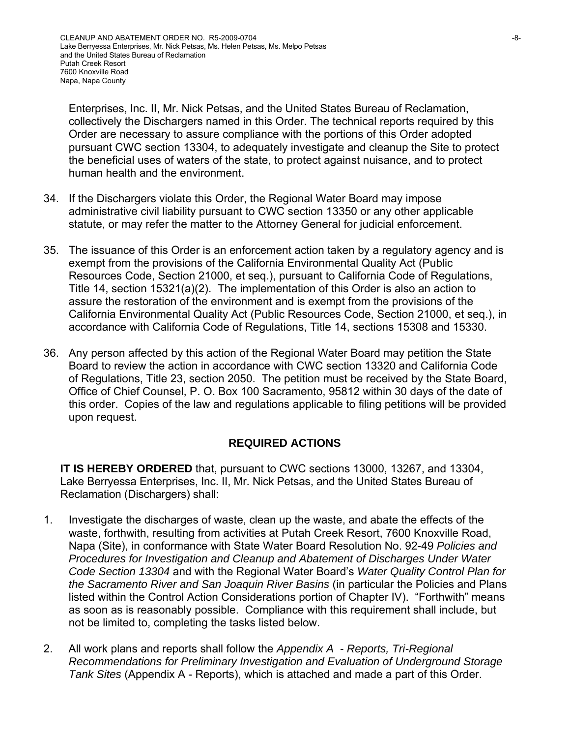Enterprises, Inc. II, Mr. Nick Petsas, and the United States Bureau of Reclamation, collectively the Dischargers named in this Order. The technical reports required by this Order are necessary to assure compliance with the portions of this Order adopted pursuant CWC section 13304, to adequately investigate and cleanup the Site to protect the beneficial uses of waters of the state, to protect against nuisance, and to protect human health and the environment.

34. If the Dischargers violate this Order, the Regional Water Board may impose administrative civil liability pursuant to CWC section 13350 or any other applicable statute, or may refer the matter to the Attorney General for judicial enforcement.

35. The issuance of this Order is an enforcement action taken by a regulatory agency and is exempt from the provisions of the California Environmental Quality Act (Public Resources Code, Section 21000, et seq.), pursuant to California Code of Regulations, Title 14, section 15321(a)(2). The implementation of this Order is also an action to assure the restoration of the environment and is exempt from the provisions of the California Environmental Quality Act (Public Resources Code, Section 21000, et seq.), in accordance with California Code of Regulations, Title 14, sections 15308 and 15330.

36. Any person affected by this action of the Regional Water Board may petition the State Board to review the action in accordance with CWC section 13320 and California Code of Regulations, Title 23, section 2050. The petition must be received by the State Board, Office of Chief Counsel, P. O. Box 100 Sacramento, 95812 within 30 days of the date of this order. Copies of the law and regulations applicable to filing petitions will be provided upon request.

## REQUIRED ACTIONS

**IT IS HEREBY ORDERED** that, pursuant to CWC sections 13000, 13267, and 13304, Lake Berryessa Enterprises, Inc. II, Mr. Nick Petsas, and the United States Bureau of Reclamation (Dischargers) shall:

1. Investigate the discharges of waste, clean up the waste, and abate the effects of the waste, forthwith, resulting from activities at Putah Creek Resort, 7600 Knoxville Road, Napa (Site), in conformance with State Water Board Resolution No. 92-49 *Policies and Procedures for Investigation and Cleanup and Abatement of Discharges Under Water Code Section 13304* and with the Regional Water Board's *Water Quality Control Plan for the Sacramento River and San Joaquin River Basins* (in particular the Policies and Plans listed within the Control Action Considerations portion of Chapter IV). "Forthwith" means as soon as is reasonably possible. Compliance with this requirement shall include, but not be limited to, completing the tasks listed below.

2. All work plans and reports shall follow the *Appendix A - Reports, Tri-Regional Recommendations for Preliminary Investigation and Evaluation of Underground Storage Tank Sites* (Appendix A - Reports), which is attached and made a part of this Order.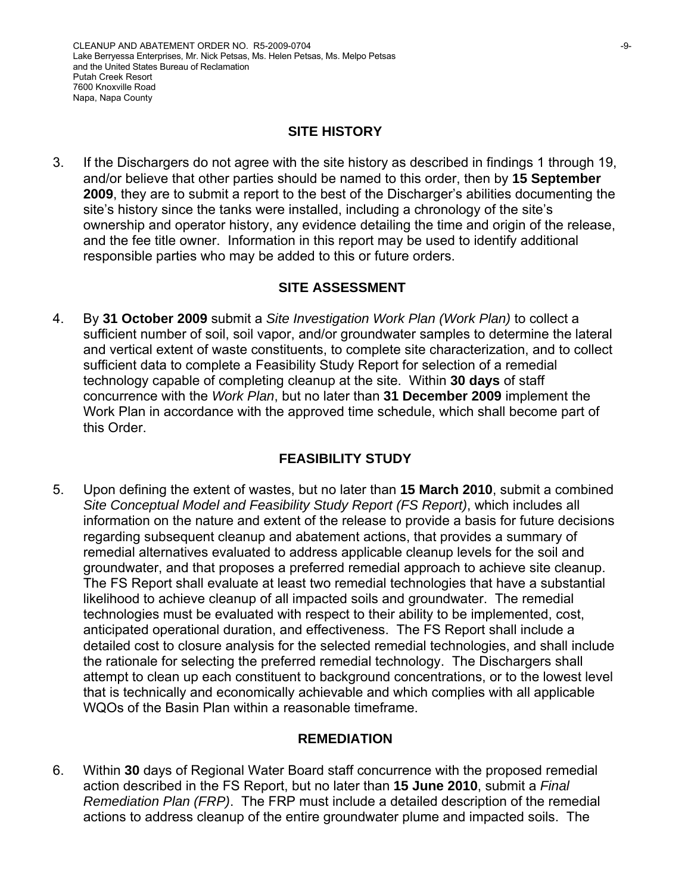## SITE HISTORY

3. If the Dischargers do not agree with the site history as described in findings 1 through 19, and/or believe that other parties should be named to this order, then by **15 September 2009**, they are to submit a report to the best of the Discharger's abilities documenting the site's history since the tanks were installed, including a chronology of the site's ownership and operator history, any evidence detailing the time and origin of the release, and the fee title owner. Information in this report may be used to identify additional responsible parties who may be added to this or future orders.

## SITE ASSESSMENT

4. By **31 October 2009** submit a *Site Investigation Work Plan (Work Plan)* to collect a sufficient number of soil, soil vapor, and/or groundwater samples to determine the lateral and vertical extent of waste constituents, to complete site characterization, and to collect sufficient data to complete a Feasibility Study Report for selection of a remedial technology capable of completing cleanup at the site. Within **30 days** of staff concurrence with the *Work Plan*, but no later than **31 December 2009** implement the Work Plan in accordance with the approved time schedule, which shall become part of this Order.

## FEASIBILITY STUDY

5. Upon defining the extent of wastes, but no later than **15 March 2010**, submit a combined *Site Conceptual Model and Feasibility Study Report (FS Report)*, which includes all information on the nature and extent of the release to provide a basis for future decisions regarding subsequent cleanup and abatement actions, that provides a summary of remedial alternatives evaluated to address applicable cleanup levels for the soil and groundwater, and that proposes a preferred remedial approach to achieve site cleanup. The FS Report shall evaluate at least two remedial technologies that have a substantial likelihood to achieve cleanup of all impacted soils and groundwater. The remedial technologies must be evaluated with respect to their ability to be implemented, cost, anticipated operational duration, and effectiveness. The FS Report shall include a detailed cost to closure analysis for the selected remedial technologies, and shall include the rationale for selecting the preferred remedial technology. The Dischargers shall attempt to clean up each constituent to background concentrations, or to the lowest level that is technically and economically achievable and which complies with all applicable WQOs of the Basin Plan within a reasonable timeframe.

## REMEDIATION

6. Within **30** days of Regional Water Board staff concurrence with the proposed remedial action described in the FS Report, but no later than **15 June 2010**, submit a *Final Remediation Plan (FRP)*. The FRP must include a detailed description of the remedial actions to address cleanup of the entire groundwater plume and impacted soils. The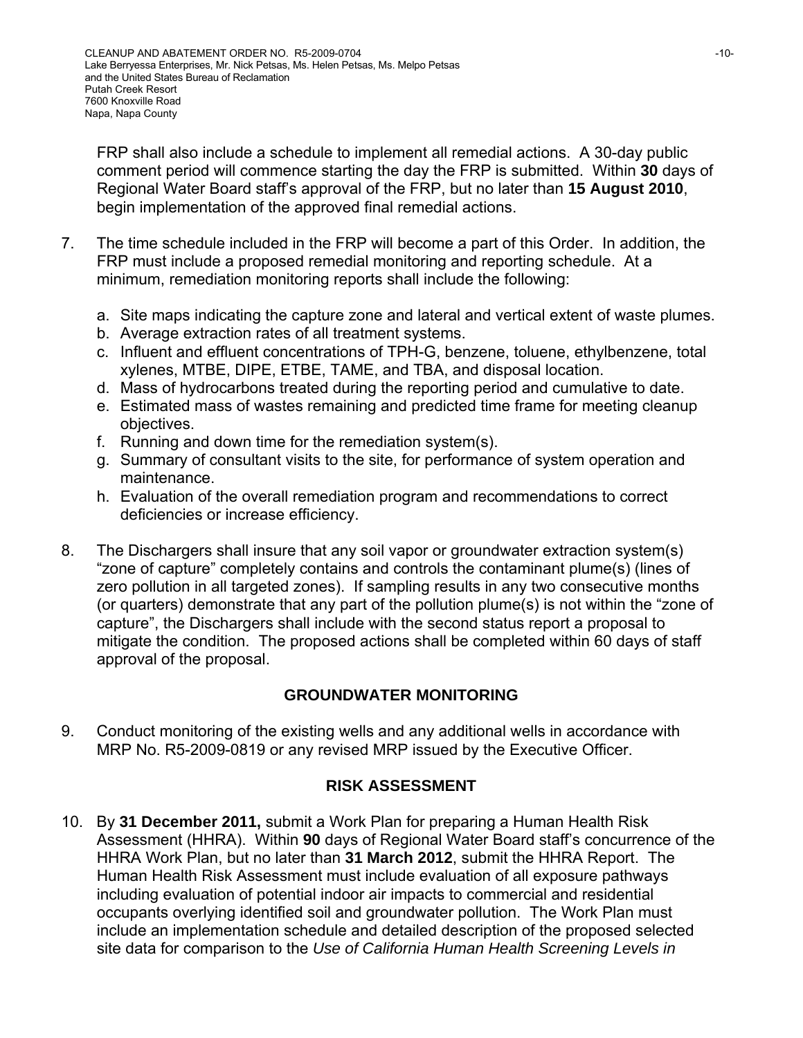FRP shall also include a schedule to implement all remedial actions. A 30-day public comment period will commence starting the day the FRP is submitted. Within **30** days of Regional Water Board staff's approval of the FRP, but no later than **15 August 2010**, begin implementation of the approved final remedial actions.

7. The time schedule included in the FRP will become a part of this Order. In addition, the FRP must include a proposed remedial monitoring and reporting schedule. At a minimum, remediation monitoring reports shall include the following:

   a. Site maps indicating the capture zone and lateral and vertical extent of waste plumes.
   b. Average extraction rates of all treatment systems.
   c. Influent and effluent concentrations of TPH-G, benzene, toluene, ethylbenzene, total xylenes, MTBE, DIPE, ETBE, TAME, and TBA, and disposal location.
   d. Mass of hydrocarbons treated during the reporting period and cumulative to date.
   e. Estimated mass of wastes remaining and predicted time frame for meeting cleanup objectives.
   f. Running and down time for the remediation system(s).
   g. Summary of consultant visits to the site, for performance of system operation and maintenance.
   h. Evaluation of the overall remediation program and recommendations to correct deficiencies or increase efficiency.

8. The Dischargers shall insure that any soil vapor or groundwater extraction system(s) "zone of capture" completely contains and controls the contaminant plume(s) (lines of zero pollution in all targeted zones). If sampling results in any two consecutive months (or quarters) demonstrate that any part of the pollution plume(s) is not within the "zone of capture", the Dischargers shall include with the second status report a proposal to mitigate the condition. The proposed actions shall be completed within 60 days of staff approval of the proposal.

## GROUNDWATER MONITORING

9. Conduct monitoring of the existing wells and any additional wells in accordance with MRP No. R5-2009-0819 or any revised MRP issued by the Executive Officer.

## RISK ASSESSMENT

10. By **31 December 2011,** submit a Work Plan for preparing a Human Health Risk Assessment (HHRA). Within **90** days of Regional Water Board staff's concurrence of the HHRA Work Plan, but no later than **31 March 2012**, submit the HHRA Report. The Human Health Risk Assessment must include evaluation of all exposure pathways including evaluation of potential indoor air impacts to commercial and residential occupants overlying identified soil and groundwater pollution. The Work Plan must include an implementation schedule and detailed description of the proposed selected site data for comparison to the *Use of California Human Health Screening Levels in*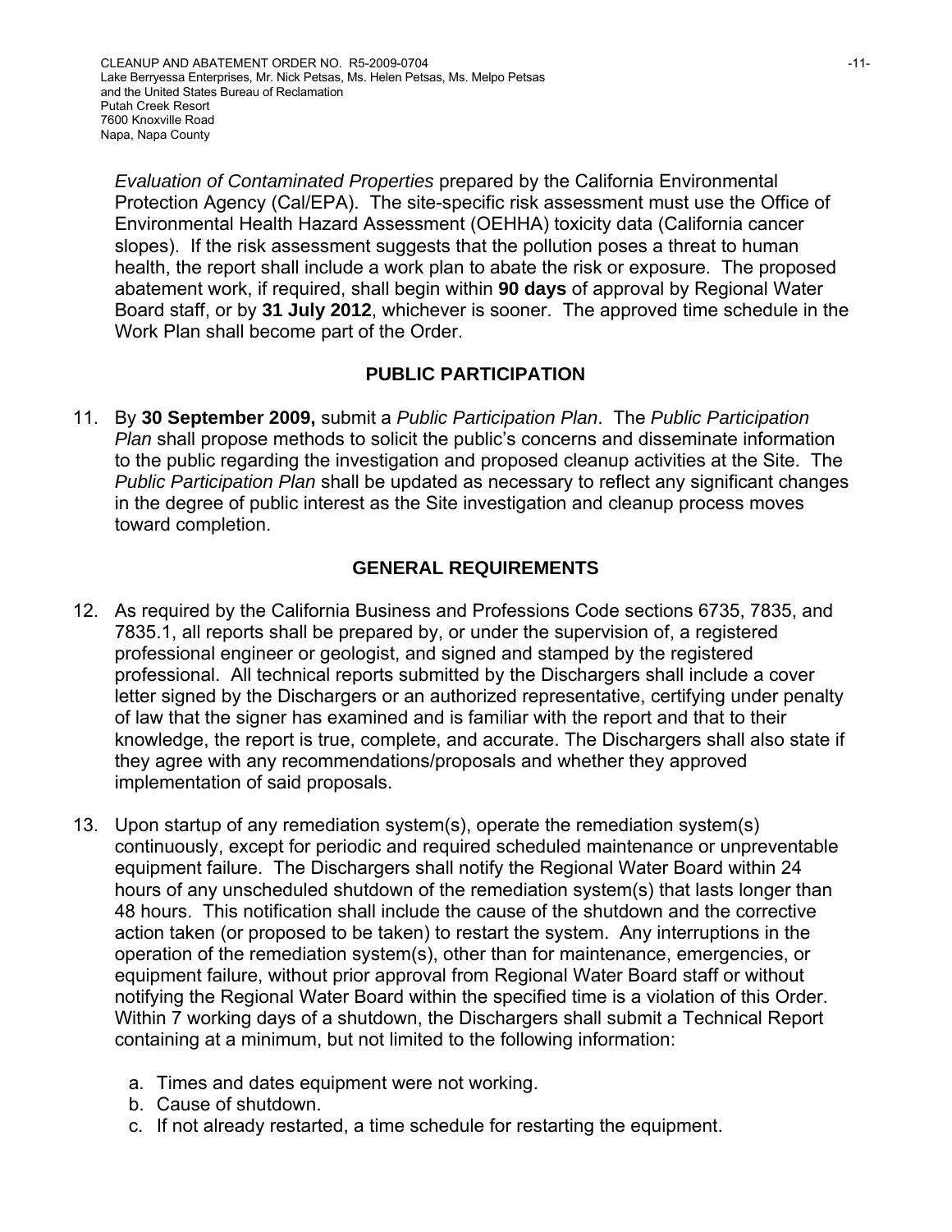*Evaluation of Contaminated Properties* prepared by the California Environmental Protection Agency (Cal/EPA). The site-specific risk assessment must use the Office of Environmental Health Hazard Assessment (OEHHA) toxicity data (California cancer slopes). If the risk assessment suggests that the pollution poses a threat to human health, the report shall include a work plan to abate the risk or exposure. The proposed abatement work, if required, shall begin within **90 days** of approval by Regional Water Board staff, or by **31 July 2012**, whichever is sooner. The approved time schedule in the Work Plan shall become part of the Order.

## PUBLIC PARTICIPATION

11. By **30 September 2009,** submit a *Public Participation Plan*. The *Public Participation Plan* shall propose methods to solicit the public's concerns and disseminate information to the public regarding the investigation and proposed cleanup activities at the Site. The *Public Participation Plan* shall be updated as necessary to reflect any significant changes in the degree of public interest as the Site investigation and cleanup process moves toward completion.

## GENERAL REQUIREMENTS

12. As required by the California Business and Professions Code sections 6735, 7835, and 7835.1, all reports shall be prepared by, or under the supervision of, a registered professional engineer or geologist, and signed and stamped by the registered professional. All technical reports submitted by the Dischargers shall include a cover letter signed by the Dischargers or an authorized representative, certifying under penalty of law that the signer has examined and is familiar with the report and that to their knowledge, the report is true, complete, and accurate. The Dischargers shall also state if they agree with any recommendations/proposals and whether they approved implementation of said proposals.

13. Upon startup of any remediation system(s), operate the remediation system(s) continuously, except for periodic and required scheduled maintenance or unpreventable equipment failure. The Dischargers shall notify the Regional Water Board within 24 hours of any unscheduled shutdown of the remediation system(s) that lasts longer than 48 hours. This notification shall include the cause of the shutdown and the corrective action taken (or proposed to be taken) to restart the system. Any interruptions in the operation of the remediation system(s), other than for maintenance, emergencies, or equipment failure, without prior approval from Regional Water Board staff or without notifying the Regional Water Board within the specified time is a violation of this Order. Within 7 working days of a shutdown, the Dischargers shall submit a Technical Report containing at a minimum, but not limited to the following information:

    a. Times and dates equipment were not working.
    b. Cause of shutdown.
    c. If not already restarted, a time schedule for restarting the equipment.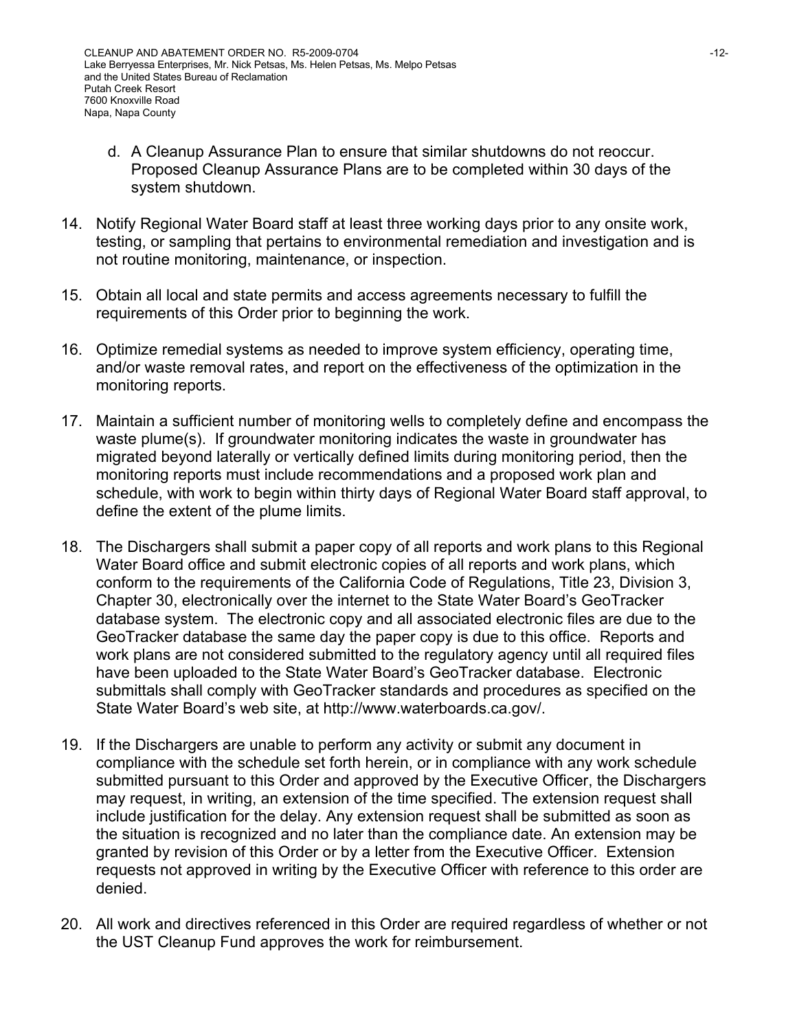d. A Cleanup Assurance Plan to ensure that similar shutdowns do not reoccur. Proposed Cleanup Assurance Plans are to be completed within 30 days of the system shutdown.

14. Notify Regional Water Board staff at least three working days prior to any onsite work, testing, or sampling that pertains to environmental remediation and investigation and is not routine monitoring, maintenance, or inspection.

15. Obtain all local and state permits and access agreements necessary to fulfill the requirements of this Order prior to beginning the work.

16. Optimize remedial systems as needed to improve system efficiency, operating time, and/or waste removal rates, and report on the effectiveness of the optimization in the monitoring reports.

17. Maintain a sufficient number of monitoring wells to completely define and encompass the waste plume(s). If groundwater monitoring indicates the waste in groundwater has migrated beyond laterally or vertically defined limits during monitoring period, then the monitoring reports must include recommendations and a proposed work plan and schedule, with work to begin within thirty days of Regional Water Board staff approval, to define the extent of the plume limits.

18. The Dischargers shall submit a paper copy of all reports and work plans to this Regional Water Board office and submit electronic copies of all reports and work plans, which conform to the requirements of the California Code of Regulations, Title 23, Division 3, Chapter 30, electronically over the internet to the State Water Board's GeoTracker database system. The electronic copy and all associated electronic files are due to the GeoTracker database the same day the paper copy is due to this office. Reports and work plans are not considered submitted to the regulatory agency until all required files have been uploaded to the State Water Board's GeoTracker database. Electronic submittals shall comply with GeoTracker standards and procedures as specified on the State Water Board's web site, at http://www.waterboards.ca.gov/.

19. If the Dischargers are unable to perform any activity or submit any document in compliance with the schedule set forth herein, or in compliance with any work schedule submitted pursuant to this Order and approved by the Executive Officer, the Dischargers may request, in writing, an extension of the time specified. The extension request shall include justification for the delay. Any extension request shall be submitted as soon as the situation is recognized and no later than the compliance date. An extension may be granted by revision of this Order or by a letter from the Executive Officer. Extension requests not approved in writing by the Executive Officer with reference to this order are denied.

20. All work and directives referenced in this Order are required regardless of whether or not the UST Cleanup Fund approves the work for reimbursement.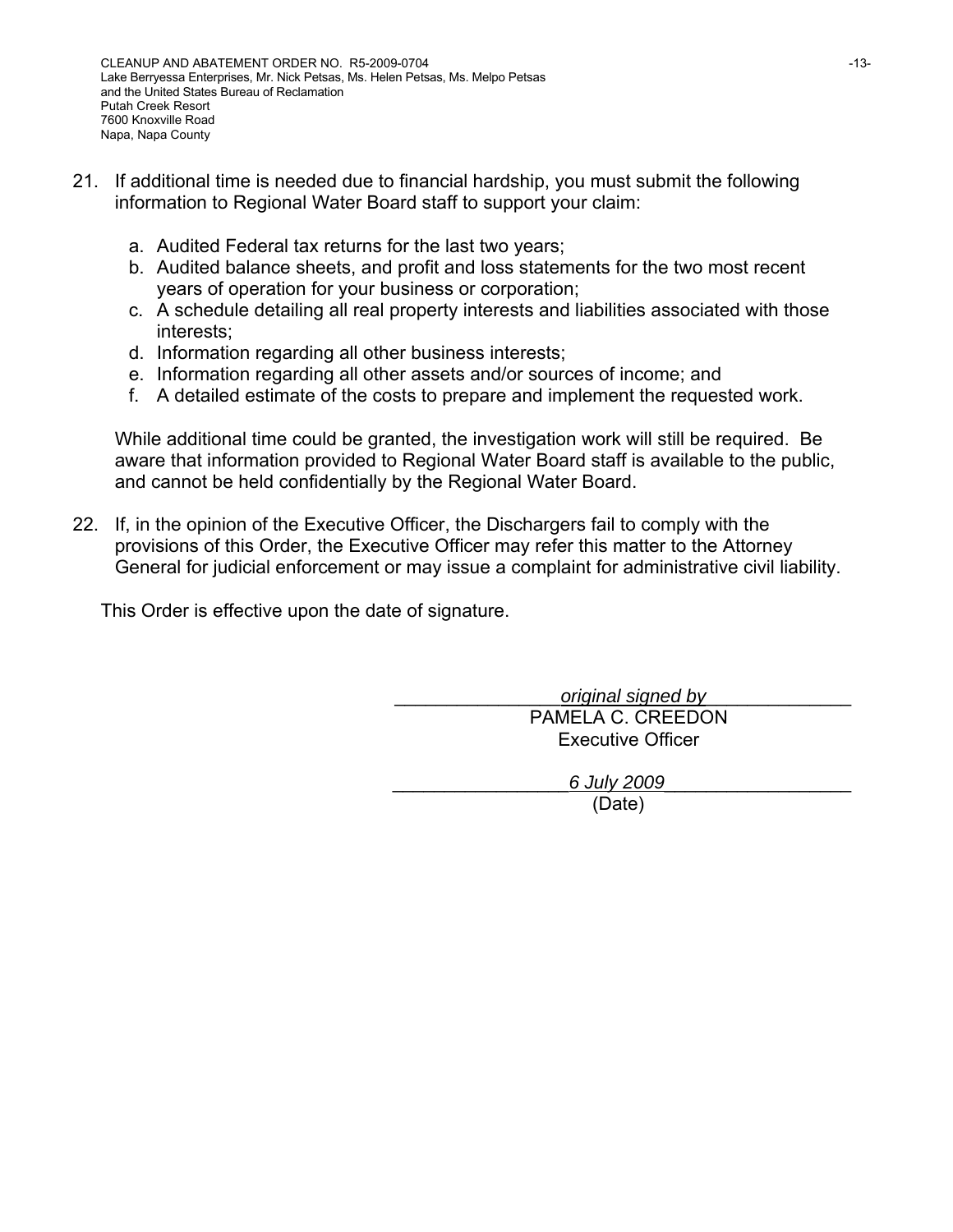21. If additional time is needed due to financial hardship, you must submit the following information to Regional Water Board staff to support your claim:

    a. Audited Federal tax returns for the last two years;
    b. Audited balance sheets, and profit and loss statements for the two most recent years of operation for your business or corporation;
    c. A schedule detailing all real property interests and liabilities associated with those interests;
    d. Information regarding all other business interests;
    e. Information regarding all other assets and/or sources of income; and
    f. A detailed estimate of the costs to prepare and implement the requested work.

    While additional time could be granted, the investigation work will still be required. Be aware that information provided to Regional Water Board staff is available to the public, and cannot be held confidentially by the Regional Water Board.

22. If, in the opinion of the Executive Officer, the Dischargers fail to comply with the provisions of this Order, the Executive Officer may refer this matter to the Attorney General for judicial enforcement or may issue a complaint for administrative civil liability.

This Order is effective upon the date of signature.

*original signed by*
PAMELA C. CREEDON
Executive Officer

*6 July 2009*
(Date)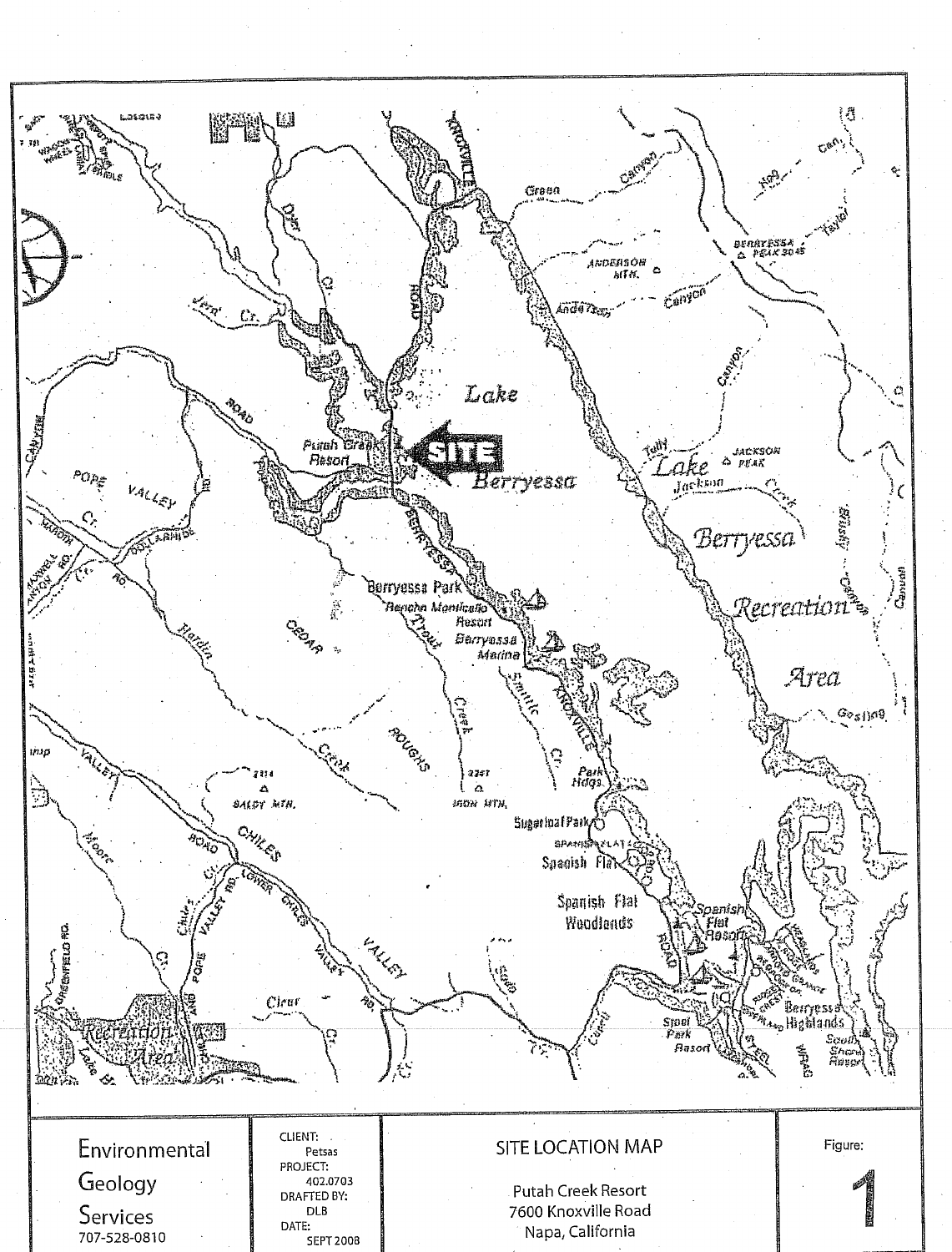| Environmental Geology Services 707-528-0810 | CLIENT: Petsas PROJECT: 402.0703 DRAFTED BY: DLB DATE: SEPT 2008 | SITE LOCATION MAP Putah Creek Resort 7600 Knoxville Road Napa, California | Figure: 1 |
|---|---|---|---|